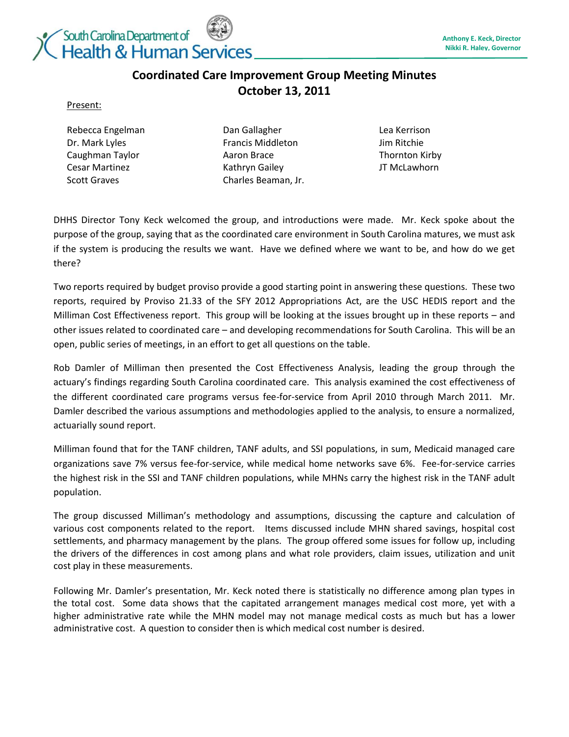South Carolina Department of Health & Human Services

**Anthony E. Keck, Director**
**Nikki R. Haley, Governor**

# Coordinated Care Improvement Group Meeting Minutes
## October 13, 2011

Present:

| | | |
|---|---|---|
| Rebecca Engelman | Dan Gallagher | Lea Kerrison |
| Dr. Mark Lyles | Francis Middleton | Jim Ritchie |
| Caughman Taylor | Aaron Brace | Thornton Kirby |
| Cesar Martinez | Kathryn Gailey | JT McLawhorn |
| Scott Graves | Charles Beaman, Jr. | |

DHHS Director Tony Keck welcomed the group, and introductions were made. Mr. Keck spoke about the purpose of the group, saying that as the coordinated care environment in South Carolina matures, we must ask if the system is producing the results we want. Have we defined where we want to be, and how do we get there?

Two reports required by budget proviso provide a good starting point in answering these questions. These two reports, required by Proviso 21.33 of the SFY 2012 Appropriations Act, are the USC HEDIS report and the Milliman Cost Effectiveness report. This group will be looking at the issues brought up in these reports – and other issues related to coordinated care – and developing recommendations for South Carolina. This will be an open, public series of meetings, in an effort to get all questions on the table.

Rob Damler of Milliman then presented the Cost Effectiveness Analysis, leading the group through the actuary's findings regarding South Carolina coordinated care. This analysis examined the cost effectiveness of the different coordinated care programs versus fee-for-service from April 2010 through March 2011. Mr. Damler described the various assumptions and methodologies applied to the analysis, to ensure a normalized, actuarially sound report.

Milliman found that for the TANF children, TANF adults, and SSI populations, in sum, Medicaid managed care organizations save 7% versus fee-for-service, while medical home networks save 6%. Fee-for-service carries the highest risk in the SSI and TANF children populations, while MHNs carry the highest risk in the TANF adult population.

The group discussed Milliman's methodology and assumptions, discussing the capture and calculation of various cost components related to the report. Items discussed include MHN shared savings, hospital cost settlements, and pharmacy management by the plans. The group offered some issues for follow up, including the drivers of the differences in cost among plans and what role providers, claim issues, utilization and unit cost play in these measurements.

Following Mr. Damler's presentation, Mr. Keck noted there is statistically no difference among plan types in the total cost. Some data shows that the capitated arrangement manages medical cost more, yet with a higher administrative rate while the MHN model may not manage medical costs as much but has a lower administrative cost. A question to consider then is which medical cost number is desired.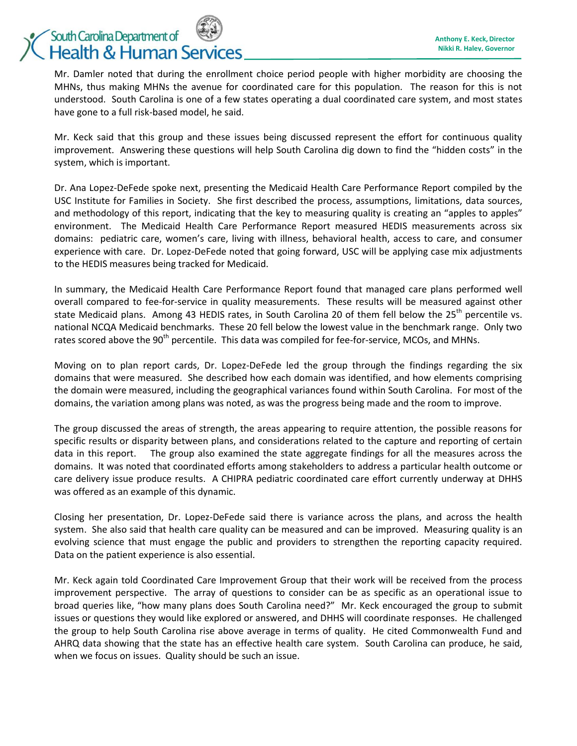Mr. Damler noted that during the enrollment choice period people with higher morbidity are choosing the MHNs, thus making MHNs the avenue for coordinated care for this population. The reason for this is not understood. South Carolina is one of a few states operating a dual coordinated care system, and most states have gone to a full risk-based model, he said.

Mr. Keck said that this group and these issues being discussed represent the effort for continuous quality improvement. Answering these questions will help South Carolina dig down to find the "hidden costs" in the system, which is important.

Dr. Ana Lopez-DeFede spoke next, presenting the Medicaid Health Care Performance Report compiled by the USC Institute for Families in Society. She first described the process, assumptions, limitations, data sources, and methodology of this report, indicating that the key to measuring quality is creating an "apples to apples" environment. The Medicaid Health Care Performance Report measured HEDIS measurements across six domains: pediatric care, women's care, living with illness, behavioral health, access to care, and consumer experience with care. Dr. Lopez-DeFede noted that going forward, USC will be applying case mix adjustments to the HEDIS measures being tracked for Medicaid.

In summary, the Medicaid Health Care Performance Report found that managed care plans performed well overall compared to fee-for-service in quality measurements. These results will be measured against other state Medicaid plans. Among 43 HEDIS rates, in South Carolina 20 of them fell below the 25th percentile vs. national NCQA Medicaid benchmarks. These 20 fell below the lowest value in the benchmark range. Only two rates scored above the 90th percentile. This data was compiled for fee-for-service, MCOs, and MHNs.

Moving on to plan report cards, Dr. Lopez-DeFede led the group through the findings regarding the six domains that were measured. She described how each domain was identified, and how elements comprising the domain were measured, including the geographical variances found within South Carolina. For most of the domains, the variation among plans was noted, as was the progress being made and the room to improve.

The group discussed the areas of strength, the areas appearing to require attention, the possible reasons for specific results or disparity between plans, and considerations related to the capture and reporting of certain data in this report. The group also examined the state aggregate findings for all the measures across the domains. It was noted that coordinated efforts among stakeholders to address a particular health outcome or care delivery issue produce results. A CHIPRA pediatric coordinated care effort currently underway at DHHS was offered as an example of this dynamic.

Closing her presentation, Dr. Lopez-DeFede said there is variance across the plans, and across the health system. She also said that health care quality can be measured and can be improved. Measuring quality is an evolving science that must engage the public and providers to strengthen the reporting capacity required. Data on the patient experience is also essential.

Mr. Keck again told Coordinated Care Improvement Group that their work will be received from the process improvement perspective. The array of questions to consider can be as specific as an operational issue to broad queries like, "how many plans does South Carolina need?" Mr. Keck encouraged the group to submit issues or questions they would like explored or answered, and DHHS will coordinate responses. He challenged the group to help South Carolina rise above average in terms of quality. He cited Commonwealth Fund and AHRQ data showing that the state has an effective health care system. South Carolina can produce, he said, when we focus on issues. Quality should be such an issue.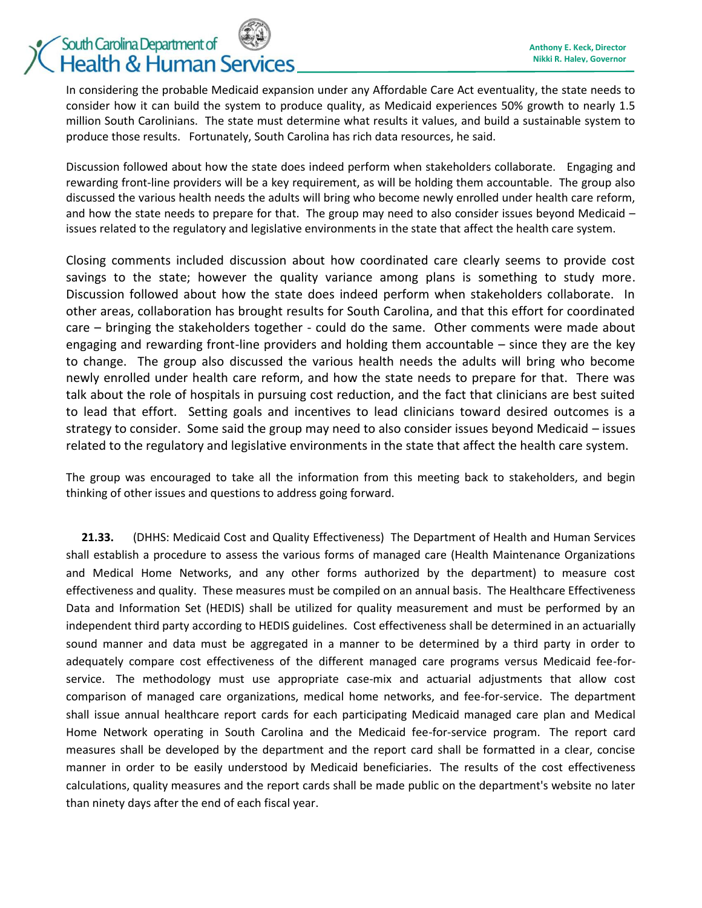In considering the probable Medicaid expansion under any Affordable Care Act eventuality, the state needs to consider how it can build the system to produce quality, as Medicaid experiences 50% growth to nearly 1.5 million South Carolinians. The state must determine what results it values, and build a sustainable system to produce those results. Fortunately, South Carolina has rich data resources, he said.

Discussion followed about how the state does indeed perform when stakeholders collaborate. Engaging and rewarding front-line providers will be a key requirement, as will be holding them accountable. The group also discussed the various health needs the adults will bring who become newly enrolled under health care reform, and how the state needs to prepare for that. The group may need to also consider issues beyond Medicaid – issues related to the regulatory and legislative environments in the state that affect the health care system.

Closing comments included discussion about how coordinated care clearly seems to provide cost savings to the state; however the quality variance among plans is something to study more. Discussion followed about how the state does indeed perform when stakeholders collaborate. In other areas, collaboration has brought results for South Carolina, and that this effort for coordinated care – bringing the stakeholders together - could do the same. Other comments were made about engaging and rewarding front-line providers and holding them accountable – since they are the key to change. The group also discussed the various health needs the adults will bring who become newly enrolled under health care reform, and how the state needs to prepare for that. There was talk about the role of hospitals in pursuing cost reduction, and the fact that clinicians are best suited to lead that effort. Setting goals and incentives to lead clinicians toward desired outcomes is a strategy to consider. Some said the group may need to also consider issues beyond Medicaid – issues related to the regulatory and legislative environments in the state that affect the health care system.

The group was encouraged to take all the information from this meeting back to stakeholders, and begin thinking of other issues and questions to address going forward.

**21.33.** (DHHS: Medicaid Cost and Quality Effectiveness) The Department of Health and Human Services shall establish a procedure to assess the various forms of managed care (Health Maintenance Organizations and Medical Home Networks, and any other forms authorized by the department) to measure cost effectiveness and quality. These measures must be compiled on an annual basis. The Healthcare Effectiveness Data and Information Set (HEDIS) shall be utilized for quality measurement and must be performed by an independent third party according to HEDIS guidelines. Cost effectiveness shall be determined in an actuarially sound manner and data must be aggregated in a manner to be determined by a third party in order to adequately compare cost effectiveness of the different managed care programs versus Medicaid fee-for-service. The methodology must use appropriate case-mix and actuarial adjustments that allow cost comparison of managed care organizations, medical home networks, and fee-for-service. The department shall issue annual healthcare report cards for each participating Medicaid managed care plan and Medical Home Network operating in South Carolina and the Medicaid fee-for-service program. The report card measures shall be developed by the department and the report card shall be formatted in a clear, concise manner in order to be easily understood by Medicaid beneficiaries. The results of the cost effectiveness calculations, quality measures and the report cards shall be made public on the department's website no later than ninety days after the end of each fiscal year.